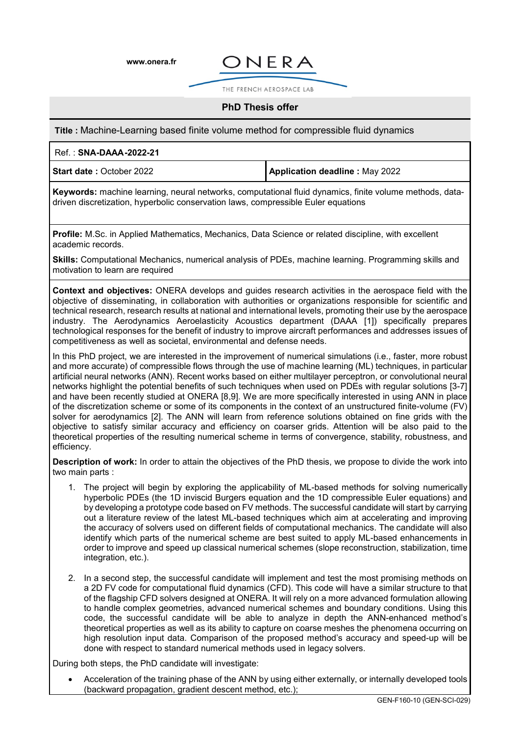www.onera.fr

ONERA

THE FRENCH AEROSPACE LAB

## PhD Thesis offer

**Title :** Machine-Learning based finite volume method for compressible fluid dynamics

| Ref. : **SNA-DAAA-2022-21** | |
|---|---|
| **Start date :** October 2022 | **Application deadline :** May 2022 |

**Keywords:** machine learning, neural networks, computational fluid dynamics, finite volume methods, data-driven discretization, hyperbolic conservation laws, compressible Euler equations

**Profile:** M.Sc. in Applied Mathematics, Mechanics, Data Science or related discipline, with excellent academic records.

**Skills:** Computational Mechanics, numerical analysis of PDEs, machine learning. Programming skills and motivation to learn are required

**Context and objectives:** ONERA develops and guides research activities in the aerospace field with the objective of disseminating, in collaboration with authorities or organizations responsible for scientific and technical research, research results at national and international levels, promoting their use by the aerospace industry. The Aerodynamics Aeroelasticity Acoustics department (DAAA [1]) specifically prepares technological responses for the benefit of industry to improve aircraft performances and addresses issues of competitiveness as well as societal, environmental and defense needs.

In this PhD project, we are interested in the improvement of numerical simulations (i.e., faster, more robust and more accurate) of compressible flows through the use of machine learning (ML) techniques, in particular artificial neural networks (ANN). Recent works based on either multilayer perceptron, or convolutional neural networks highlight the potential benefits of such techniques when used on PDEs with regular solutions [3-7] and have been recently studied at ONERA [8,9]. We are more specifically interested in using ANN in place of the discretization scheme or some of its components in the context of an unstructured finite-volume (FV) solver for aerodynamics [2]. The ANN will learn from reference solutions obtained on fine grids with the objective to satisfy similar accuracy and efficiency on coarser grids. Attention will be also paid to the theoretical properties of the resulting numerical scheme in terms of convergence, stability, robustness, and efficiency.

**Description of work:** In order to attain the objectives of the PhD thesis, we propose to divide the work into two main parts :

1. The project will begin by exploring the applicability of ML-based methods for solving numerically hyperbolic PDEs (the 1D inviscid Burgers equation and the 1D compressible Euler equations) and by developing a prototype code based on FV methods. The successful candidate will start by carrying out a literature review of the latest ML-based techniques which aim at accelerating and improving the accuracy of solvers used on different fields of computational mechanics. The candidate will also identify which parts of the numerical scheme are best suited to apply ML-based enhancements in order to improve and speed up classical numerical schemes (slope reconstruction, stabilization, time integration, etc.).

2. In a second step, the successful candidate will implement and test the most promising methods on a 2D FV code for computational fluid dynamics (CFD). This code will have a similar structure to that of the flagship CFD solvers designed at ONERA. It will rely on a more advanced formulation allowing to handle complex geometries, advanced numerical schemes and boundary conditions. Using this code, the successful candidate will be able to analyze in depth the ANN-enhanced method's theoretical properties as well as its ability to capture on coarse meshes the phenomena occurring on high resolution input data. Comparison of the proposed method's accuracy and speed-up will be done with respect to standard numerical methods used in legacy solvers.

During both steps, the PhD candidate will investigate:

- Acceleration of the training phase of the ANN by using either externally, or internally developed tools (backward propagation, gradient descent method, etc.);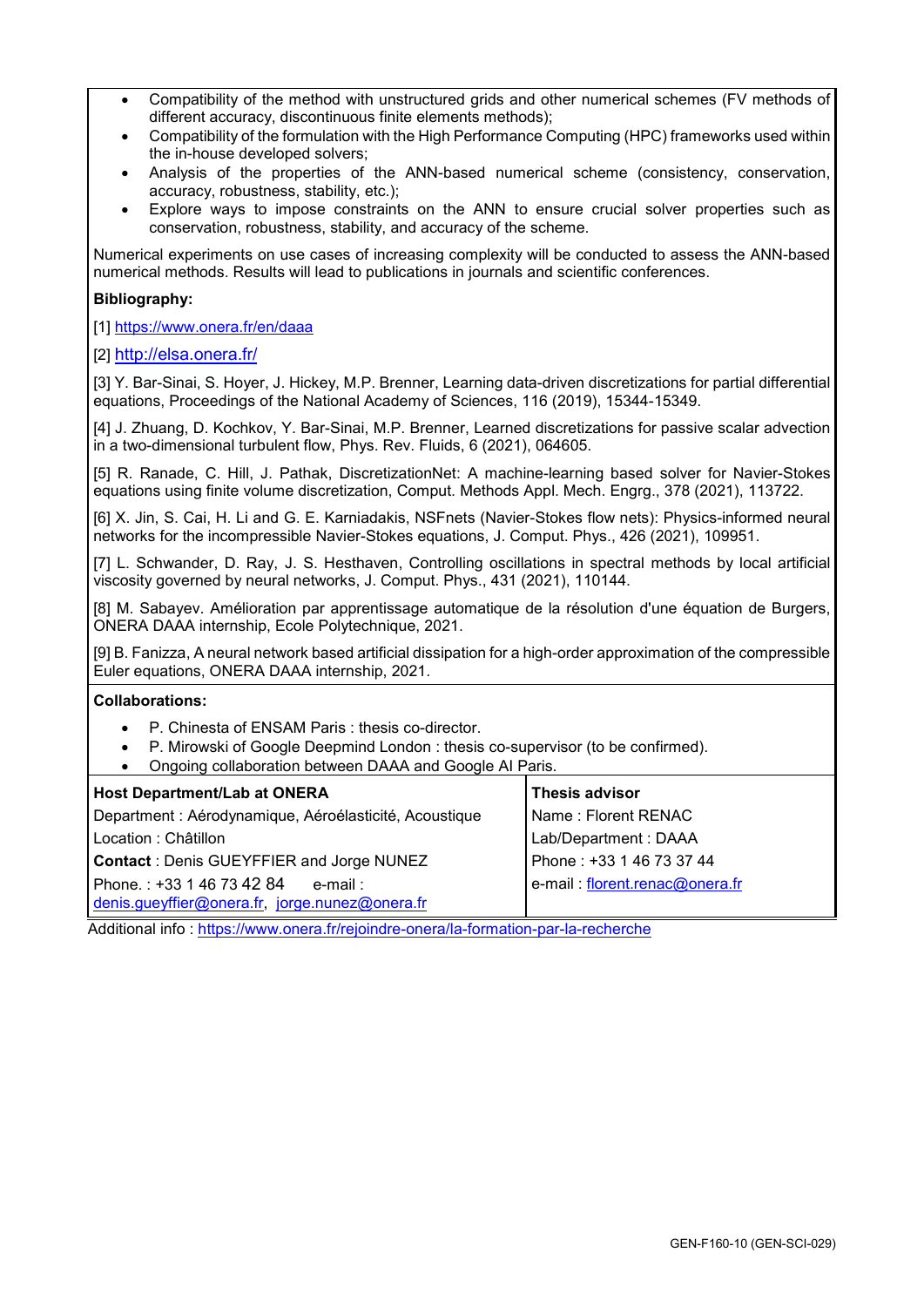- Compatibility of the method with unstructured grids and other numerical schemes (FV methods of different accuracy, discontinuous finite elements methods);
- Compatibility of the formulation with the High Performance Computing (HPC) frameworks used within the in-house developed solvers;
- Analysis of the properties of the ANN-based numerical scheme (consistency, conservation, accuracy, robustness, stability, etc.);
- Explore ways to impose constraints on the ANN to ensure crucial solver properties such as conservation, robustness, stability, and accuracy of the scheme.

Numerical experiments on use cases of increasing complexity will be conducted to assess the ANN-based numerical methods. Results will lead to publications in journals and scientific conferences.

**Bibliography:**

[1] https://www.onera.fr/en/daaa

[2] http://elsa.onera.fr/

[3] Y. Bar-Sinai, S. Hoyer, J. Hickey, M.P. Brenner, Learning data-driven discretizations for partial differential equations, Proceedings of the National Academy of Sciences, 116 (2019), 15344-15349.

[4] J. Zhuang, D. Kochkov, Y. Bar-Sinai, M.P. Brenner, Learned discretizations for passive scalar advection in a two-dimensional turbulent flow, Phys. Rev. Fluids, 6 (2021), 064605.

[5] R. Ranade, C. Hill, J. Pathak, DiscretizationNet: A machine-learning based solver for Navier-Stokes equations using finite volume discretization, Comput. Methods Appl. Mech. Engrg., 378 (2021), 113722.

[6] X. Jin, S. Cai, H. Li and G. E. Karniadakis, NSFnets (Navier-Stokes flow nets): Physics-informed neural networks for the incompressible Navier-Stokes equations, J. Comput. Phys., 426 (2021), 109951.

[7] L. Schwander, D. Ray, J. S. Hesthaven, Controlling oscillations in spectral methods by local artificial viscosity governed by neural networks, J. Comput. Phys., 431 (2021), 110144.

[8] M. Sabayev. Amélioration par apprentissage automatique de la résolution d'une équation de Burgers, ONERA DAAA internship, Ecole Polytechnique, 2021.

[9] B. Fanizza, A neural network based artificial dissipation for a high-order approximation of the compressible Euler equations, ONERA DAAA internship, 2021.

**Collaborations:**

- P. Chinesta of ENSAM Paris : thesis co-director.
- P. Mirowski of Google Deepmind London : thesis co-supervisor (to be confirmed).
- Ongoing collaboration between DAAA and Google AI Paris.

| **Host Department/Lab at ONERA** | **Thesis advisor** |
| --- | --- |
| Department : Aérodynamique, Aéroélasticité, Acoustique | Name : Florent RENAC |
| Location : Châtillon | Lab/Department : DAAA |
| **Contact** : Denis GUEYFFIER and Jorge NUNEZ | Phone : +33 1 46 73 37 44 |
| Phone. : +33 1 46 73 42 84 e-mail : denis.gueyffier@onera.fr, jorge.nunez@onera.fr | e-mail : florent.renac@onera.fr |

Additional info : https://www.onera.fr/rejoindre-onera/la-formation-par-la-recherche